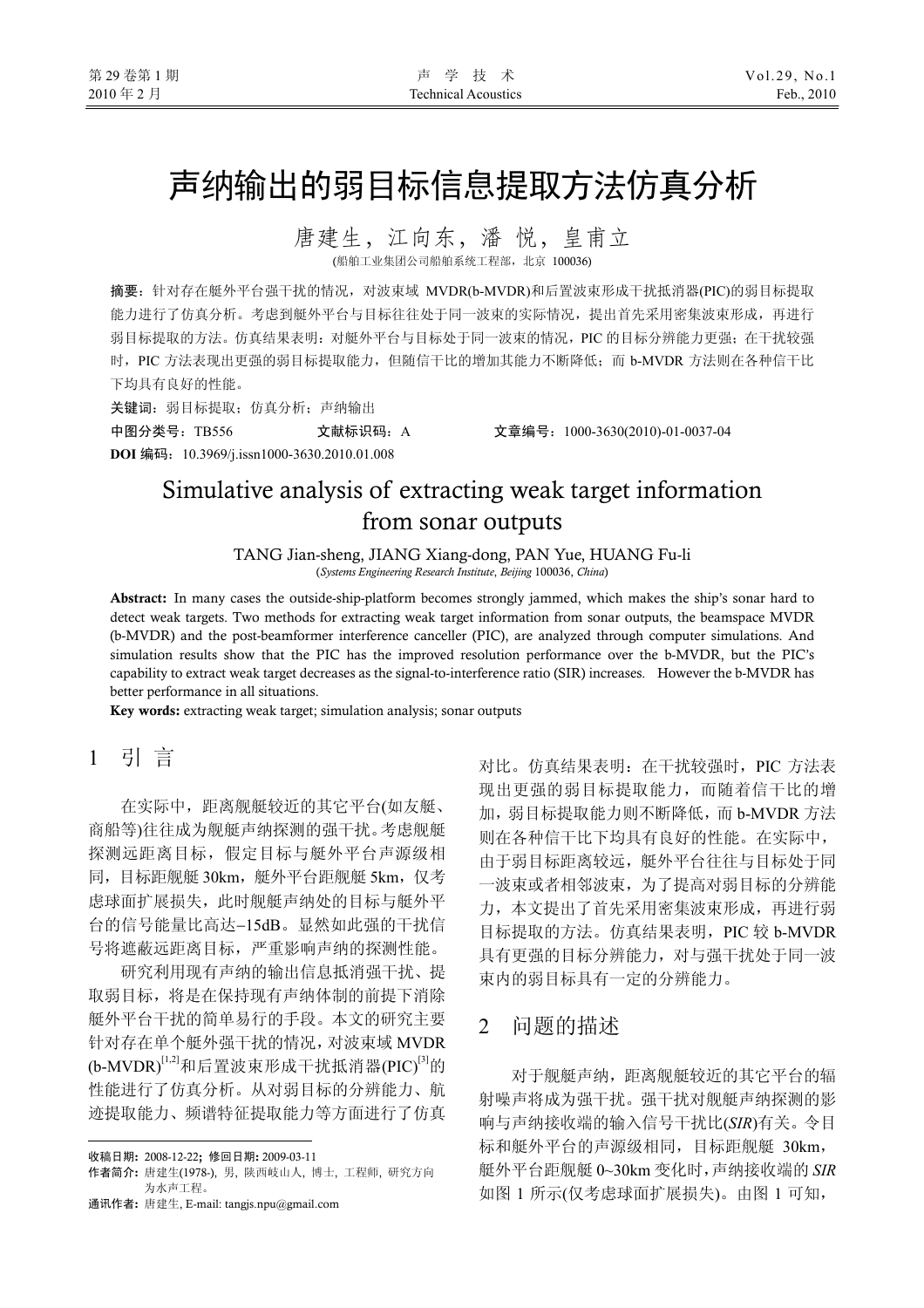# 声纳输出的弱目标信息提取方法仿真分析

唐建生，江向东，潘 悦，皇甫立

(船舶工业集团公司船舶系统工程部，北京 100036)

**摘要**：针对存在艇外平台强干扰的情况，对波束域 MVDR(b-MVDR)和后置波束形成干扰抵消器(PIC)的弱目标提取能力进行了仿真分析。考虑到艇外平台与目标往往处于同一波束的实际情况，提出首先采用密集波束形成，再进行弱目标提取的方法。仿真结果表明：对艇外平台与目标处于同一波束的情况，PIC 的目标分辨能力更强；在干扰较强时，PIC 方法表现出更强的弱目标提取能力，但随信干比的增加其能力不断降低；而 b-MVDR 方法则在各种信干比下均具有良好的性能。

**关键词**：弱目标提取；仿真分析；声纳输出

**中图分类号**：TB556 **文献标识码**：A **文章编号**：1000-3630(2010)-01-0037-04

**DOI 编码**：10.3969/j.issn1000-3630.2010.01.008

# Simulative analysis of extracting weak target information from sonar outputs

TANG Jian-sheng, JIANG Xiang-dong, PAN Yue, HUANG Fu-li

(*Systems Engineering Research Institute*, *Beijing* 100036, *China*)

**Abstract:** In many cases the outside-ship-platform becomes strongly jammed, which makes the ship's sonar hard to detect weak targets. Two methods for extracting weak target information from sonar outputs, the beamspace MVDR (b-MVDR) and the post-beamformer interference canceller (PIC), are analyzed through computer simulations. And simulation results show that the PIC has the improved resolution performance over the b-MVDR, but the PIC's capability to extract weak target decreases as the signal-to-interference ratio (SIR) increases. However the b-MVDR has better performance in all situations.

**Key words:** extracting weak target; simulation analysis; sonar outputs

## 1 引 言

在实际中，距离舰艇较近的其它平台(如友艇、商船等)往往成为舰艇声纳探测的强干扰。考虑舰艇探测远距离目标，假定目标与艇外平台声源级相同，目标距舰艇 30km，艇外平台距舰艇 5km，仅考虑球面扩展损失，此时舰艇声纳处的目标与艇外平台的信号能量比高达−15dB。显然如此强的干扰信号将遮蔽远距离目标，严重影响声纳的探测性能。

研究利用现有声纳的输出信息抵消强干扰、提取弱目标，将是在保持现有声纳体制的前提下消除艇外平台干扰的简单易行的手段。本文的研究主要针对存在单个艇外强干扰的情况，对波束域 MVDR (b-MVDR)[1,2]和后置波束形成干扰抵消器(PIC)[3]的性能进行了仿真分析。从对弱目标的分辨能力、航迹提取能力、频谱特征提取能力等方面进行了仿真对比。仿真结果表明：在干扰较强时，PIC 方法表现出更强的弱目标提取能力，而随着信干比的增加，弱目标提取能力则不断降低，而 b-MVDR 方法则在各种信干比下均具有良好的性能。在实际中，由于弱目标距离较远，艇外平台往往与目标处于同一波束或者相邻波束，为了提高对弱目标的分辨能力，本文提出了首先采用密集波束形成，再进行弱目标提取的方法。仿真结果表明，PIC 较 b-MVDR 具有更强的目标分辨能力，对与强干扰处于同一波束内的弱目标具有一定的分辨能力。

## 2 问题的描述

对于舰艇声纳，距离舰艇较近的其它平台的辐射噪声将成为强干扰。强干扰对舰艇声纳探测的影响与声纳接收端的输入信号干扰比($SIR$)有关。令目标和艇外平台的声源级相同，目标距舰艇 30km，艇外平台距舰艇 0~30km 变化时，声纳接收端的 $SIR$ 如图 1 所示(仅考虑球面扩展损失)。由图 1 可知，

---

收稿日期：2008-12-22；修回日期：2009-03-11

作者简介：唐建生(1978-)，男，陕西岐山人，博士，工程师，研究方向为水声工程。

通讯作者：唐建生，E-mail: tangjs.npu@gmail.com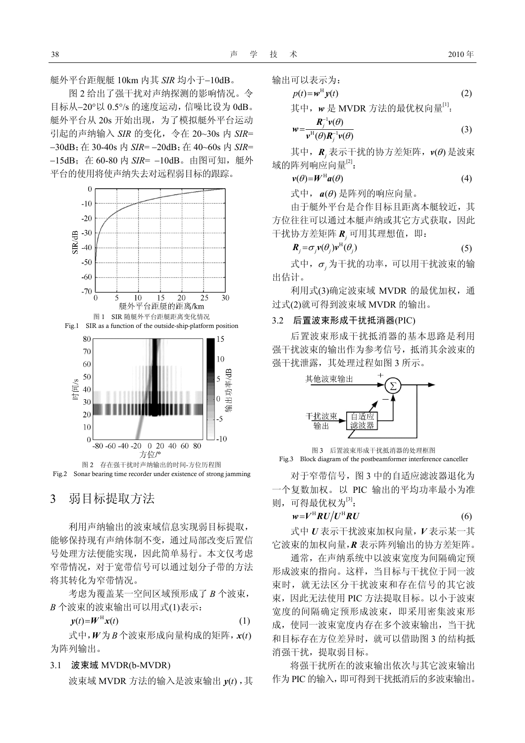艇外平台距舰艇 10km 内其 $SIR$ 均小于−10dB。

图 2 给出了强干扰对声纳探测的影响情况。令目标从−20°以 0.5°/s 的速度运动，信噪比设为 0dB。艇外平台从 20s 开始出现，为了模拟艇外平台运动引起的声纳输入 $SIR$ 的变化，令在 20~30s 内 $SIR$= −30dB；在 30-40s 内 $SIR$= −20dB；在 40~60s 内 $SIR$= −15dB；在 60-80 内 $SIR$= −10dB。由图可知，艇外平台的使用将使声纳失去对远程弱目标的跟踪。

图 1 SIR 随艇外平台距艇距离变化情况

Fig.1 SIR as a function of the outside-ship-platform position

图 2 存在强干扰时声纳输出的时间-方位历程图

Fig.2 Sonar bearing time recorder under existence of strong jamming

## 3 弱目标提取方法

利用声纳输出的波束域信息实现弱目标提取，能够保持现有声纳体制不变，通过局部改变后置信号处理方法便能实现，因此简单易行。本文仅考虑窄带情况，对于宽带信号可以通过划分子带的方法将其转化为窄带情况。

考虑为覆盖某一空间区域预形成了 $B$ 个波束，$B$ 个波束的波束输出可以用式(1)表示：

$$\boldsymbol{y}(t)=\boldsymbol{W}^{\mathrm{H}}\boldsymbol{x}(t) \tag{1}$$

式中，$\boldsymbol{W}$ 为 $B$ 个波束形成向量构成的矩阵，$\boldsymbol{x}(t)$ 为阵列输出。

### 3.1 波束域 MVDR(b-MVDR)

波束域 MVDR 方法的输入是波束输出 $\boldsymbol{y}(t)$，其输出可以表示为：

$$p(t)=\boldsymbol{w}^{\mathrm{H}}\boldsymbol{y}(t) \tag{2}$$

其中，$\boldsymbol{w}$ 是 MVDR 方法的最优权向量[1]：

$$\boldsymbol{w}=\frac{\boldsymbol{R}_j^{-1}\boldsymbol{v}(\theta)}{\boldsymbol{v}^{\mathrm{H}}(\theta)\boldsymbol{R}_j^{-1}\boldsymbol{v}(\theta)} \tag{3}$$

其中，$\boldsymbol{R}_j$ 表示干扰的协方差矩阵，$\boldsymbol{v}(\theta)$ 是波束域的阵列响应向量[2]：

$$\boldsymbol{v}(\theta)=\boldsymbol{W}^{\mathrm{H}}\boldsymbol{a}(\theta) \tag{4}$$

式中，$\boldsymbol{a}(\theta)$ 是阵列的响应向量。

由于艇外平台是合作目标且距离本艇较近，其方位往往可以通过本艇声纳或其它方式获取，因此干扰协方差矩阵 $\boldsymbol{R}_j$ 可用其理想值，即：

$$\boldsymbol{R}_j=\sigma_j\boldsymbol{v}(\theta_j)\boldsymbol{v}^{\mathrm{H}}(\theta_j) \tag{5}$$

式中，$\sigma_j$ 为干扰的功率，可以用干扰波束的输出估计。

利用式(3)确定波束域 MVDR 的最优加权，通过式(2)就可得到波束域 MVDR 的输出。

### 3.2 后置波束形成干扰抵消器(PIC)

后置波束形成干扰抵消器的基本思路是利用强干扰波束的输出作为参考信号，抵消其余波束的强干扰泄露，其处理过程如图 3 所示。

图 3 后置波束形成干扰抵消器的处理框图

Fig.3 Block diagram of the postbeamformer interference canceller

对于窄带信号，图 3 中的自适应滤波器退化为一个复数加权。以 PIC 输出的平均功率最小为准则，可得最优权为[3]：

$$\boldsymbol{w}=\boldsymbol{V}^{\mathrm{H}}\boldsymbol{R}\boldsymbol{U}/\boldsymbol{U}^{\mathrm{H}}\boldsymbol{R}\boldsymbol{U} \tag{6}$$

式中 $\boldsymbol{U}$ 表示干扰波束加权向量，$\boldsymbol{V}$ 表示某一其它波束的加权向量，$\boldsymbol{R}$ 表示阵列输出的协方差矩阵。

通常，在声纳系统中以波束宽度为间隔确定预形成波束的指向。这样，当目标与干扰位于同一波束时，就无法区分干扰波束和存在信号的其它波束，因此无法使用 PIC 方法提取目标。以小于波束宽度的间隔确定预形成波束，即采用密集波束形成，使同一波束宽度内存在多个波束输出，当干扰和目标存在方位差异时，就可以借助图 3 的结构抵消强干扰，提取弱目标。

将强干扰所在的波束输出依次与其它波束输出作为 PIC 的输入，即可得到干扰抵消后的多波束输出。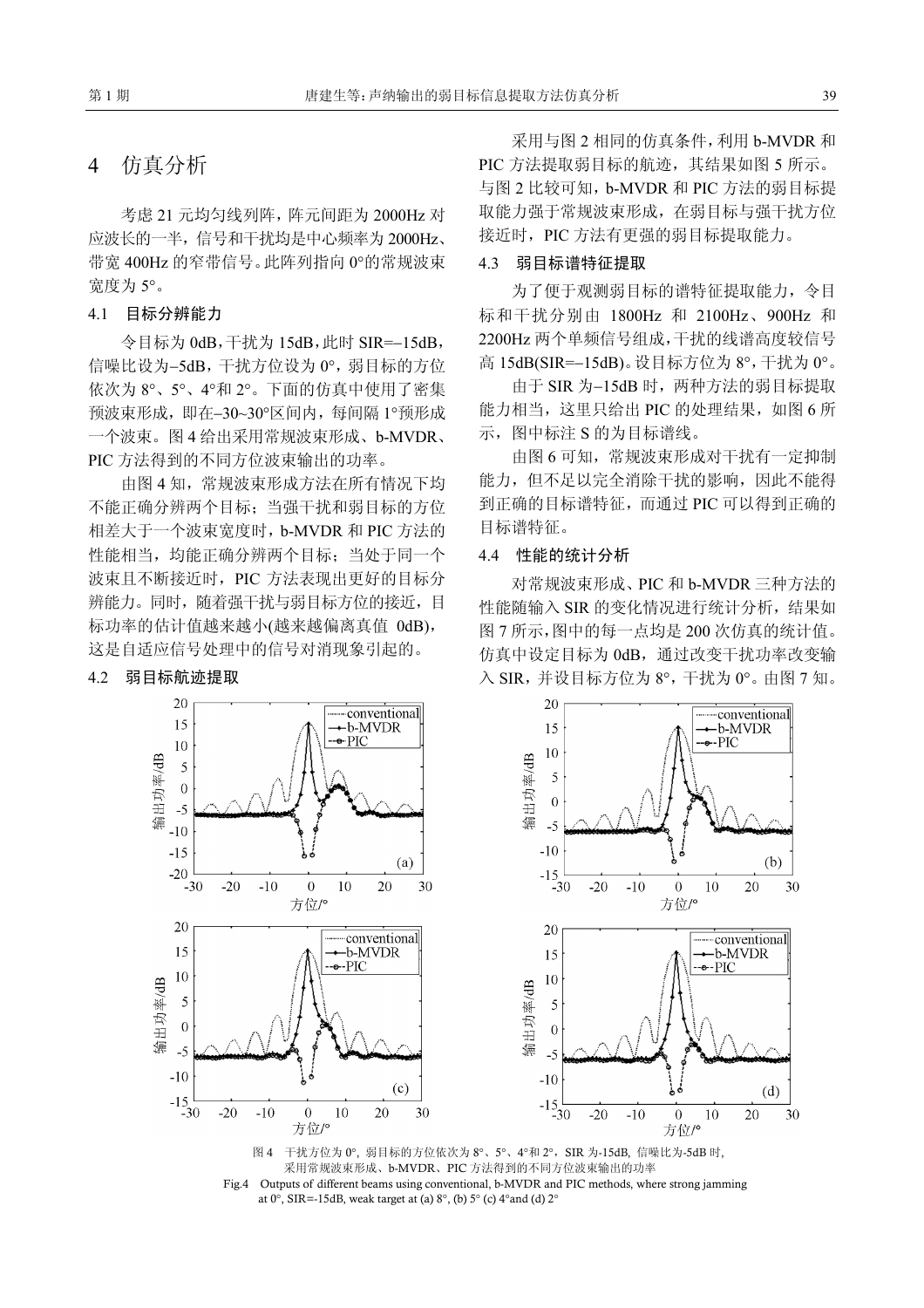## 4 仿真分析

考虑 21 元均匀线列阵，阵元间距为 2000Hz 对应波长的一半，信号和干扰均是中心频率为 2000Hz、带宽 400Hz 的窄带信号。此阵列指向 0°的常规波束宽度为 5°。

### 4.1 目标分辨能力

令目标为 0dB，干扰为 15dB，此时 SIR=–15dB，信噪比设为–5dB，干扰方位设为 0°，弱目标的方位依次为 8°、5°、4°和 2°。下面的仿真中使用了密集预波束形成，即在–30~30°区间内，每间隔 1°预形成一个波束。图 4 给出采用常规波束形成、b-MVDR、PIC 方法得到的不同方位波束输出的功率。

由图 4 知，常规波束形成方法在所有情况下均不能正确分辨两个目标；当强干扰和弱目标的方位相差大于一个波束宽度时，b-MVDR 和 PIC 方法的性能相当，均能正确分辨两个目标；当处于同一个波束且不断接近时，PIC 方法表现出更好的目标分辨能力。同时，随着强干扰与弱目标方位的接近，目标功率的估计值越来越小(越来越偏离真值 0dB)，这是自适应信号处理中的信号对消现象引起的。

### 4.2 弱目标航迹提取

采用与图 2 相同的仿真条件，利用 b-MVDR 和 PIC 方法提取弱目标的航迹，其结果如图 5 所示。与图 2 比较可知，b-MVDR 和 PIC 方法的弱目标提取能力强于常规波束形成，在弱目标与强干扰方位接近时，PIC 方法有更强的弱目标提取能力。

### 4.3 弱目标谱特征提取

为了便于观测弱目标的谱特征提取能力，令目标和干扰分别由 1800Hz 和 2100Hz、900Hz 和 2200Hz 两个单频信号组成，干扰的线谱高度较信号高 15dB(SIR=–15dB)。设目标方位为 8°，干扰为 0°。

由于 SIR 为–15dB 时，两种方法的弱目标提取能力相当，这里只给出 PIC 的处理结果，如图 6 所示，图中标注 S 的为目标谱线。

由图 6 可知，常规波束形成对干扰有一定抑制能力，但不足以完全消除干扰的影响，因此不能得到正确的目标谱特征，而通过 PIC 可以得到正确的目标谱特征。

### 4.4 性能的统计分析

对常规波束形成、PIC 和 b-MVDR 三种方法的性能随输入 SIR 的变化情况进行统计分析，结果如图 7 所示，图中的每一点均是 200 次仿真的统计值。仿真中设定目标为 0dB，通过改变干扰功率改变输入 SIR，并设目标方位为 8°，干扰为 0°。由图 7 知，

图 4 干扰方位为 0°，弱目标的方位依次为 8°、5°、4°和 2°，SIR 为-15dB，信噪比为-5dB 时，采用常规波束形成、b-MVDR、PIC 方法得到的不同方位波束输出的功率

Fig.4 Outputs of different beams using conventional, b-MVDR and PIC methods, where strong jamming at 0°, SIR=-15dB, weak target at (a) 8°, (b) 5° (c) 4°and (d) 2°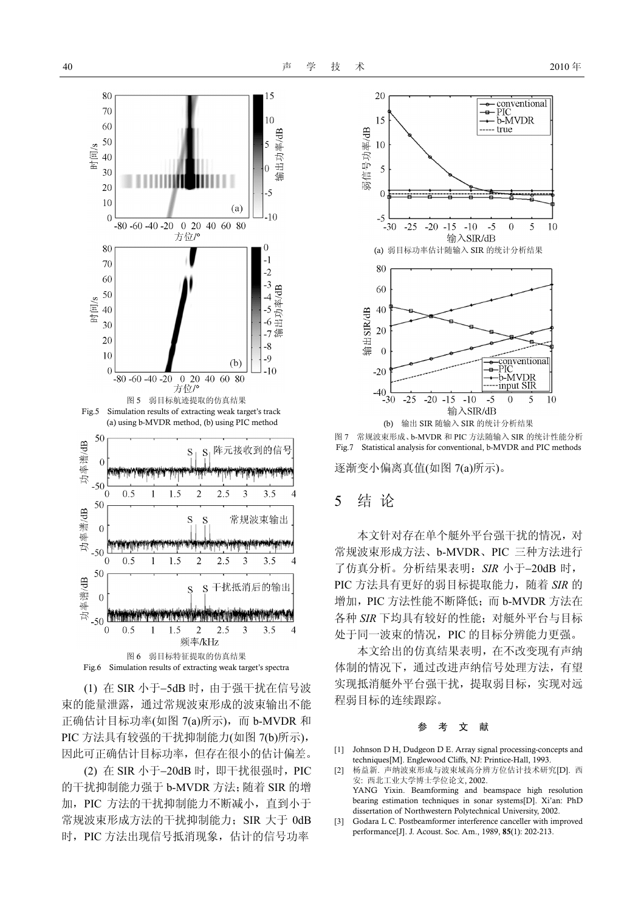80
70
60
50
40
30
20
10
0
时间/s
-80 -60 -40 -20 0 20 40 60 80
方位/°
15
10
5
0
-5
-10
输出功率/dB
(a)

80
70
60
50
40
30
20
10
0
时间/s
-80 -60 -40 -20 0 20 40 60 80
方位/°
0
-1
-2
-3
-4
-5
-6
-7
-8
-9
-10
输出功率/dB
(b)

图 5 弱目标航迹提取的仿真结果

Fig.5 Simulation results of extracting weak target's track (a) using b-MVDR method, (b) using PIC method

功率谱/dB
50
0
-50
S S 阵元接收到的信号
0 0.5 1 1.5 2 2.5 3 3.5 4

功率谱/dB
50
0
-50
S S 常规波束输出
0 0.5 1 1.5 2 2.5 3 3.5 4

功率谱/dB
50
0
-50
S S 干扰抵消后的输出
0 0.5 1 1.5 2 2.5 3 3.5 4
频率/kHz

图 6 弱目标特征提取的仿真结果

Fig.6 Simulation results of extracting weak target's spectra

(1) 在 SIR 小于–5dB 时，由于强干扰在信号波束的能量泄露，通过常规波束形成的波束输出不能正确估计目标功率(如图 7(a)所示)，而 b-MVDR 和 PIC 方法具有较强的干扰抑制能力(如图 7(b)所示)，因此可正确估计目标功率，但存在很小的估计偏差。

(2) 在 SIR 小于–20dB 时，即干扰很强时，PIC 的干扰抑制能力强于 b-MVDR 方法；随着 SIR 的增加，PIC 方法的干扰抑制能力不断减小，直到小于常规波束形成方法的干扰抑制能力；SIR 大于 0dB 时，PIC 方法出现信号抵消现象，估计的信号功率逐渐变小偏离真值(如图 7(a)所示)。

20
15
10
5
0
-5
弱信号功率/dB
-30 -25 -20 -15 -10 -5 0 5 10
输入SIR/dB
conventional
PIC
b-MVDR
true

(a) 弱目标功率估计随输入 SIR 的统计分析结果

80
60
40
20
0
-20
-40
输出SIR/dB
-30 -25 -20 -15 -10 -5 0 5 10
输入SIR/dB
conventional
PIC
b-MVDR
input SIR

(b) 输出 SIR 随输入 SIR 的统计分析结果

图 7 常规波束形成、b-MVDR 和 PIC 方法随输入 SIR 的统计性能分析

Fig.7 Statistical analysis for conventional, b-MVDR and PIC methods

## 5 结 论

本文针对存在单个艇外平台强干扰的情况，对常规波束形成方法、b-MVDR、PIC 三种方法进行了仿真分析。分析结果表明：*SIR* 小于–20dB 时，PIC 方法具有更好的弱目标提取能力，随着 *SIR* 的增加，PIC 方法性能不断降低；而 b-MVDR 方法在各种 *SIR* 下均具有较好的性能；对艇外平台与目标处于同一波束的情况，PIC 的目标分辨能力更强。

本文给出的仿真结果表明，在不改变现有声纳体制的情况下，通过改进声纳信号处理方法，有望实现抵消艇外平台强干扰，提取弱目标，实现对远程弱目标的连续跟踪。

### 参 考 文 献

[1] Johnson D H, Dudgeon D E. Array signal processing-concepts and techniques[M]. Englewood Cliffs, NJ: Printice-Hall, 1993.

[2] 杨益新. 声纳波束形成与波束域高分辨方位估计技术研究[D]. 西安：西北工业大学博士学位论文, 2002.
YANG Yixin. Beamforming and beamspace high resolution bearing estimation techniques in sonar systems[D]. Xi'an: PhD dissertation of Northwestern Polytechnical University, 2002.

[3] Godara L C. Postbeamformer interference canceller with improved performance[J]. J. Acoust. Soc. Am., 1989, **85**(1): 202-213.